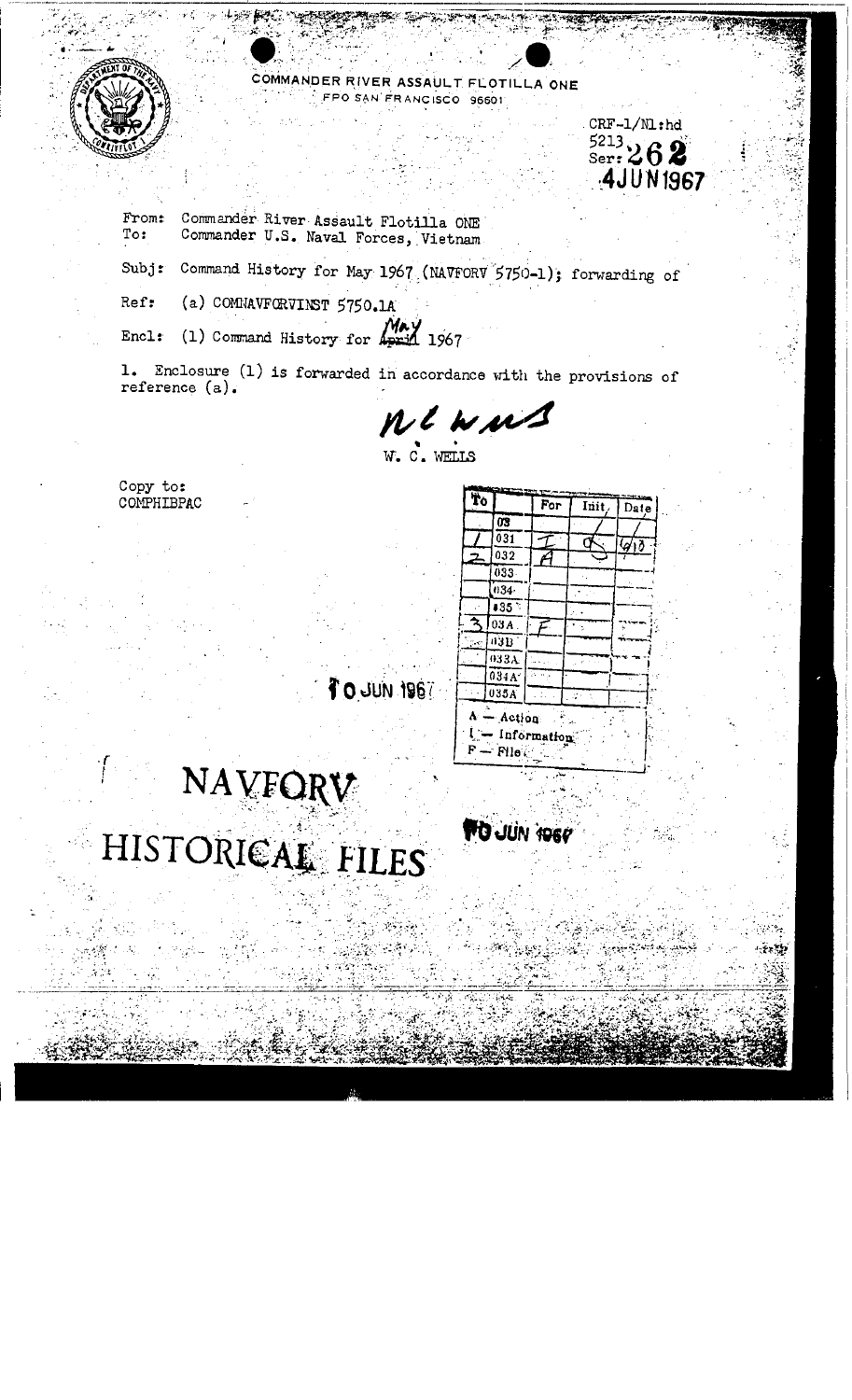COMMANDER RIVER ASSAULT FLOTILLA ONE
FPO SAN FRANCISCO 96601

CRF-1/N1:hd
5213
Ser: 262
4 JUN 1967

From: Commander River Assault Flotilla ONE
To: Commander U.S. Naval Forces, Vietnam

Subj: Command History for May 1967 (NAVFORV 5750-1); forwarding of

Ref: (a) COMNAVFORVINST 5750.1A

Encl: (1) Command History for ~~April~~ May 1967

1. Enclosure (1) is forwarded in accordance with the provisions of reference (a).

W. C. WELLS

Copy to:
COMPHIBPAC

| To | | For | Init | Date |
|---|---|---|---|---|
| | 03 | | | |
| 1 | 031 | I | | 6/10 |
| 2 | 032 | A | | |
| | 033 | | | |
| | 034 | | | |
| | 035 | | | |
| 3 | 03A | F | | |
| | 03B | | | |
| | 033A | | | |
| | 034A | | | |
| | 035A | | | |

A — Action
I — Information
F — File

10 JUN 1967

NAVFORV
HISTORICAL FILES

10 JUN 1967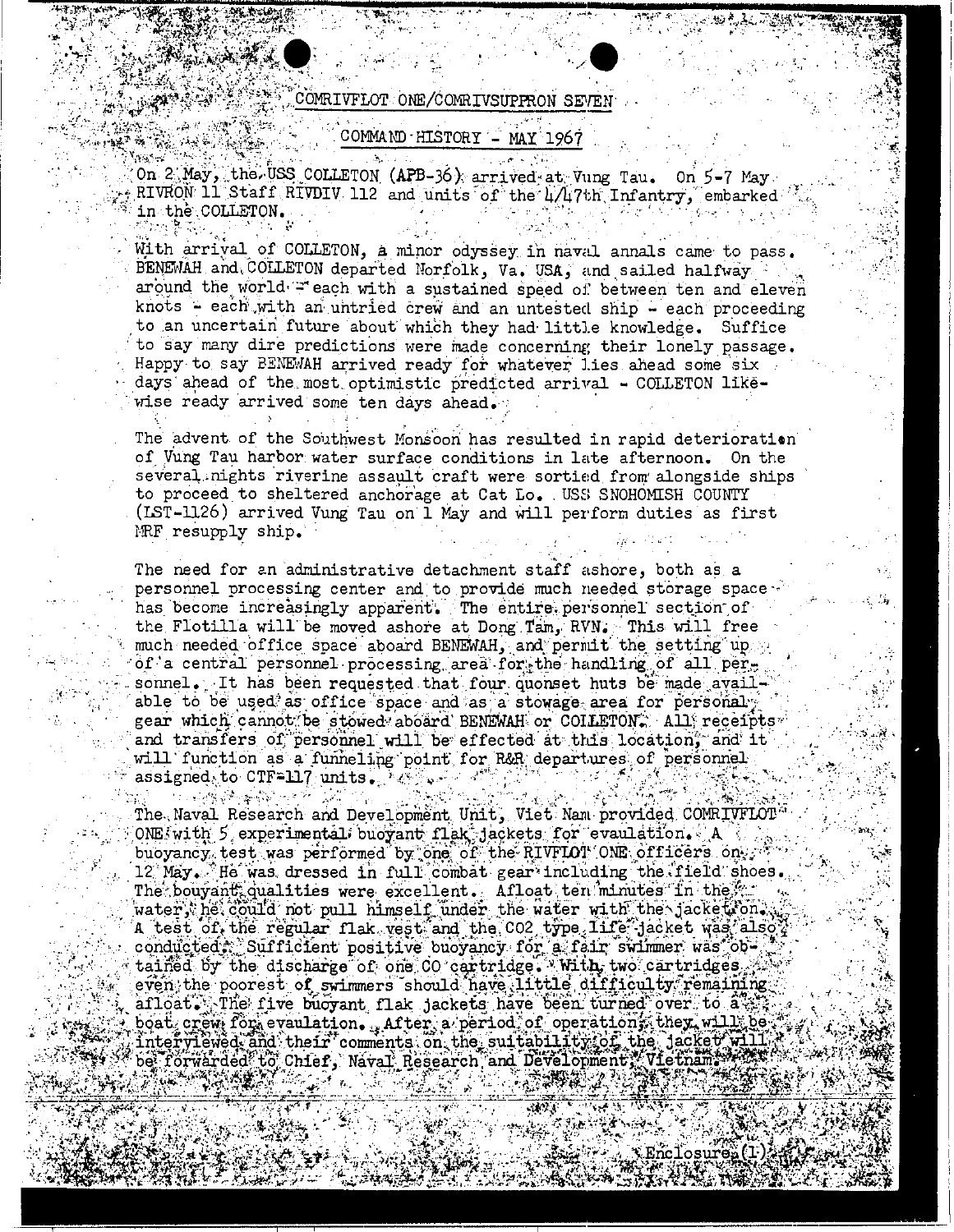## COMRIVFLOT ONE/COMRIVSUPPRON SEVEN

### COMMAND HISTORY - MAY 1967

On 2 May, the USS COLLETON (APB-36) arrived at Vung Tau. On 5-7 May RIVRON 11 Staff RIVDIV 112 and units of the 4/47th Infantry, embarked in the COLLETON.

With arrival of COLLETON, a minor odyssey in naval annals came to pass. BENEWAH and COLLETON departed Norfolk, Va. USA, and sailed halfway around the world - each with a sustained speed of between ten and eleven knots - each with an untried crew and an untested ship - each proceeding to an uncertain future about which they had little knowledge. Suffice to say many dire predictions were made concerning their lonely passage. Happy to say BENEWAH arrived ready for whatever lies ahead some six days ahead of the most optimistic predicted arrival - COLLETON likewise ready arrived some ten days ahead.

The advent of the Southwest Monsoon has resulted in rapid deterioration of Vung Tau harbor water surface conditions in late afternoon. On the several nights riverine assault craft were sortied from alongside ships to proceed to sheltered anchorage at Cat Lo. USS SNOHOMISH COUNTY (LST-1126) arrived Vung Tau on 1 May and will perform duties as first MRF resupply ship.

The need for an administrative detachment staff ashore, both as a personnel processing center and to provide much needed storage space has become increasingly apparent. The entire personnel section of the Flotilla will be moved ashore at Dong Tam, RVN. This will free much needed office space aboard BENEWAH, and permit the setting up of a central personnel processing area for the handling of all personnel. It has been requested that four quonset huts be made available to be used as office space and as a stowage area for personal gear which cannot be stowed aboard BENEWAH or COLLETON. All receipts and transfers of personnel will be effected at this location, and it will function as a funneling point for R&R departures of personnel assigned to CTF-117 units.

The Naval Research and Development Unit, Viet Nam provided COMRIVFLOT ONE with 5 experimental buoyant flak jackets for evaulation. A buoyancy test was performed by one of the RIVFLOT ONE officers on 12 May. He was dressed in full combat gear including the field shoes. The bouyant qualities were excellent. Afloat ten minutes in the water, he could not pull himself under the water with the jacket on. A test of the regular flak vest and the CO2 type life jacket was also conducted. Sufficient positive buoyancy for a fair swimmer was obtained by the discharge of one CO cartridge. With two cartridges even the poorest of swimmers should have little difficulty remaining afloat. The five buoyant flak jackets have been turned over to a boat crew for evaulation. After a period of operation, they will be interviewed and their comments on the suitability of the jacket will be forwarded to Chief, Naval Research and Development, Vietnam.

Enclosure (1)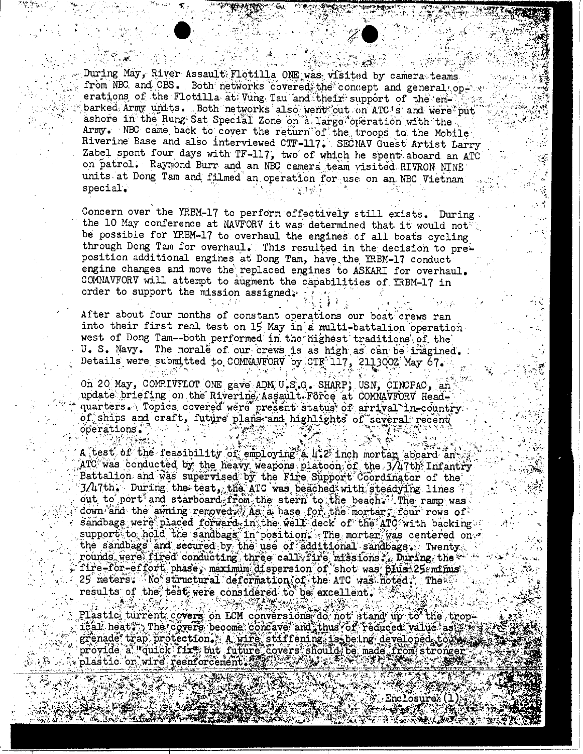During May, River Assault Flotilla ONE was visited by camera teams from NBC and CBS. Both networks covered the concept and general operations of the Flotilla at Vung Tau and their support of the embarked Army units. Both networks also went out on ATC's and were put ashore in the Rung Sat Special Zone on a large operation with the Army. NBC came back to cover the return of the troops to the Mobile Riverine Base and also interviewed CTF-117. SECNAV Guest Artist Larry Zabel spent four days with TF-117, two of which he spent aboard an ATC on patrol. Raymond Burr and an NBC camera team visited RIVRON NINE units at Dong Tam and filmed an operation for use on an NBC Vietnam special.

Concern over the YRBM-17 to perform effectively still exists. During the 10 May conference at NAVFORV it was determined that it would not be possible for YRBM-17 to overhaul the engines of all boats cycling through Dong Tam for overhaul. This resulted in the decision to pre-position additional engines at Dong Tam, have the YRBM-17 conduct engine changes and move the replaced engines to ASKARI for overhaul. COMNAVFORV will attempt to augment the capabilities of YRBM-17 in order to support the mission assigned.

After about four months of constant operations our boat crews ran into their first real test on 15 May in a multi-battalion operation west of Dong Tam--both performed in the highest traditions of the U. S. Navy. The morale of our crews is as high as can be imagined. Details were submitted to COMNAVFORV by CTF 117, 211300Z May 67.

On 20 May, COMRIVFLOT ONE gave ADM U.S.G. SHARP, USN, CINCPAC, an update briefing on the Riverine Assault Force at COMNAVFORV Headquarters. Topics covered were present status of arrival in-country of ships and craft, future plans and highlights of several recent operations.

A test of the feasibility of employing a 4.2 inch mortar aboard an ATC was conducted by the heavy weapons platoon of the 3/47th Infantry Battalion and was supervised by the Fire Support Coordinator of the 3/47th. During the test, the ATC was beached with steadying lines out to port and starboard from the stern to the beach. The ramp was down and the awning removed. As a base for the mortar, four rows of sandbags were placed forward in the well deck of the ATC with backing support to hold the sandbags in position. The mortar was centered on the sandbags and secured by the use of additional sandbags. Twenty rounds were fired conducting three call fire missions. During the fire-for-effort phase, maximum dispersion of shot was plus 25 minus 25 meters. No structural deformation of the ATC was noted. The results of the test were considered to be excellent.

Plastic turrent covers on LCM conversions do not stand up to the tropical heat. The covers become concave and thus of reduced value as grenade trap protection. A wire stiffening is being developed to provide a "quick fix" but future covers should be made from stronger plastic on wire reenforcement.

Enclosure (1)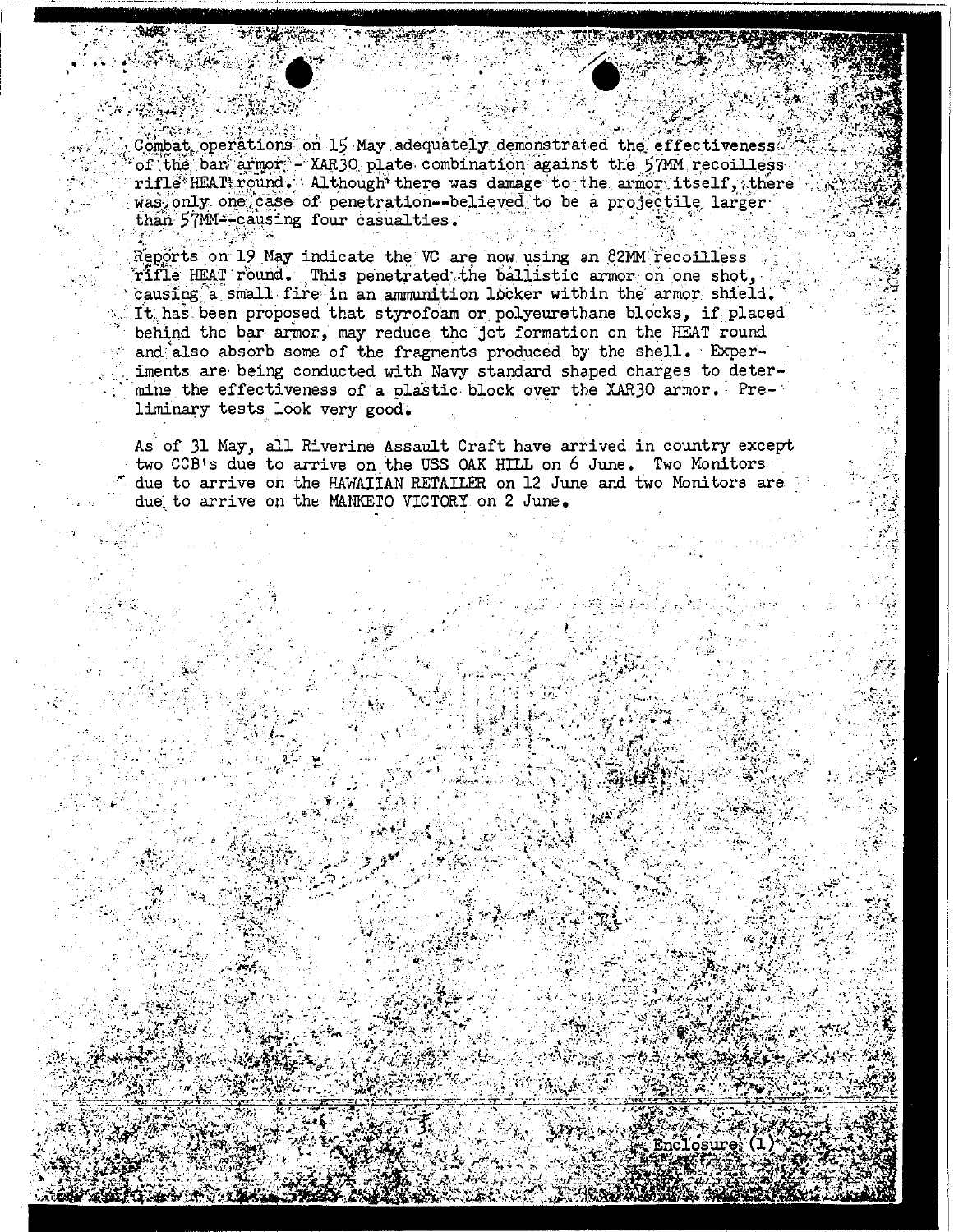Combat operations on 15 May adequately demonstrated the effectiveness of the bar armor - XAR30 plate combination against the 57MM recoilless rifle HEAT round. Although there was damage to the armor itself, there was only one case of penetration--believed to be a projectile larger than 57MM--causing four casualties.

Reports on 19 May indicate the VC are now using an 82MM recoilless rifle HEAT round. This penetrated the ballistic armor on one shot, causing a small fire in an ammunition locker within the armor shield. It has been proposed that styrofoam or polyeurethane blocks, if placed behind the bar armor, may reduce the jet formation on the HEAT round and also absorb some of the fragments produced by the shell. Experiments are being conducted with Navy standard shaped charges to determine the effectiveness of a plastic block over the XAR30 armor. Preliminary tests look very good.

As of 31 May, all Riverine Assault Craft have arrived in country except two CCB's due to arrive on the USS OAK HILL on 6 June. Two Monitors due to arrive on the HAWAIIAN RETAILER on 12 June and two Monitors are due to arrive on the MANKETO VICTORY on 2 June.

Enclosure (1)